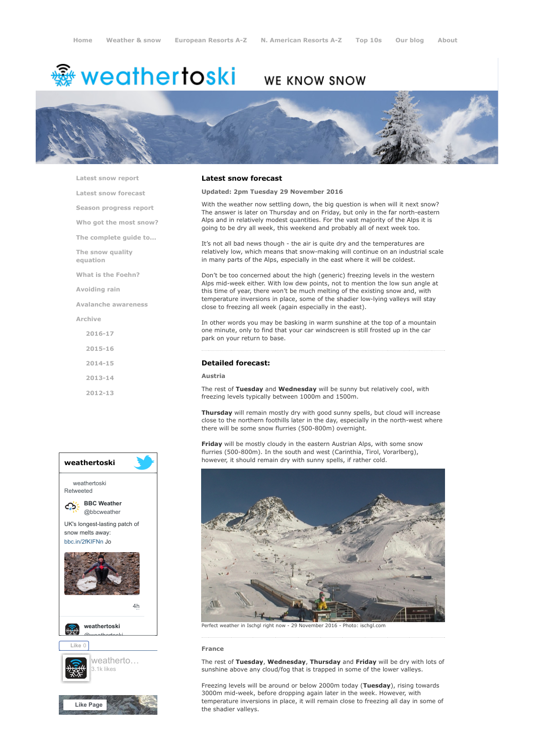Home Weather & snow European Resorts A-Z N. American Resorts A-Z Top 10s Our blog About

weathertoski WE KNOW SNOW

- Latest snow report
- Latest snow forecast
- Season progress report
- Who got the most snow?
- The complete guide to...
- The snow quality equation
- What is the Foehn?
- Avoiding rain
- Avalanche awareness
- Archive
  - 2016-17
  - 2015-16
  - 2014-15
  - 2013-14
  - 2012-13

## Latest snow forecast

**Updated: 2pm Tuesday 29 November 2016**

With the weather now settling down, the big question is when will it next snow? The answer is later on Thursday and on Friday, but only in the far north-eastern Alps and in relatively modest quantities. For the vast majority of the Alps it is going to be dry all week, this weekend and probably all of next week too.

It's not all bad news though - the air is quite dry and the temperatures are relatively low, which means that snow-making will continue on an industrial scale in many parts of the Alps, especially in the east where it will be coldest.

Don't be too concerned about the high (generic) freezing levels in the western Alps mid-week either. With low dew points, not to mention the low sun angle at this time of year, there won't be much melting of the existing snow and, with temperature inversions in place, some of the shadier low-lying valleys will stay close to freezing all week (again especially in the east).

In other words you may be basking in warm sunshine at the top of a mountain one minute, only to find that your car windscreen is still frosted up in the car park on your return to base.

## Detailed forecast:

### Austria

The rest of **Tuesday** and **Wednesday** will be sunny but relatively cool, with freezing levels typically between 1000m and 1500m.

**Thursday** will remain mostly dry with good sunny spells, but cloud will increase close to the northern foothills later in the day, especially in the north-west where there will be some snow flurries (500-800m) overnight.

**Friday** will be mostly cloudy in the eastern Austrian Alps, with some snow flurries (500-800m). In the south and west (Carinthia, Tirol, Vorarlberg), however, it should remain dry with sunny spells, if rather cold.

Perfect weather in Ischgl right now - 29 November 2016 - Photo: ischgl.com

### France

The rest of **Tuesday**, **Wednesday**, **Thursday** and **Friday** will be dry with lots of sunshine above any cloud/fog that is trapped in some of the lower valleys.

Freezing levels will be around or below 2000m today (**Tuesday**), rising towards 3000m mid-week, before dropping again later in the week. However, with temperature inversions in place, it will remain close to freezing all day in some of the shadier valleys.

weathertoski

weathertoski Retweeted

BBC Weather @bbcweather

UK's longest-lasting patch of snow melts away: bbc.in/2fKIFNn Jo

4h

weathertoski @weathertoski

Like 0

weatherto... 3.1k likes

Like Page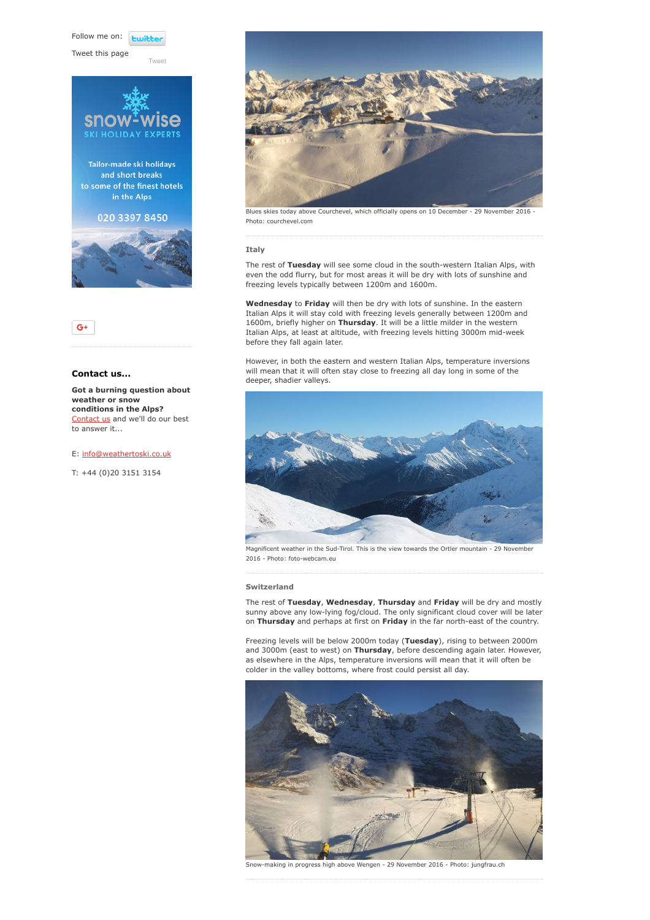Follow me on: twitter

Tweet this page

Tweet

snow-wise SKI HOLIDAY EXPERTS

Tailor-made ski holidays and short breaks to some of the finest hotels in the Alps

020 3397 8450

G+

### Contact us...

**Got a burning question about weather or snow conditions in the Alps?** Contact us and we'll do our best to answer it...

E: info@weathertoski.co.uk

T: +44 (0)20 3151 3154

Blues skies today above Courchevel, which officially opens on 10 December - 29 November 2016 - Photo: courchevel.com

### Italy

The rest of **Tuesday** will see some cloud in the south-western Italian Alps, with even the odd flurry, but for most areas it will be dry with lots of sunshine and freezing levels typically between 1200m and 1600m.

**Wednesday** to **Friday** will then be dry with lots of sunshine. In the eastern Italian Alps it will stay cold with freezing levels generally between 1200m and 1600m, briefly higher on **Thursday**. It will be a little milder in the western Italian Alps, at least at altitude, with freezing levels hitting 3000m mid-week before they fall again later.

However, in both the eastern and western Italian Alps, temperature inversions will mean that it will often stay close to freezing all day long in some of the deeper, shadier valleys.

Magnificent weather in the Sud-Tirol. This is the view towards the Ortler mountain - 29 November 2016 - Photo: foto-webcam.eu

### Switzerland

The rest of **Tuesday**, **Wednesday**, **Thursday** and **Friday** will be dry and mostly sunny above any low-lying fog/cloud. The only significant cloud cover will be later on **Thursday** and perhaps at first on **Friday** in the far north-east of the country.

Freezing levels will be below 2000m today (**Tuesday**), rising to between 2000m and 3000m (east to west) on **Thursday**, before descending again later. However, as elsewhere in the Alps, temperature inversions will mean that it will often be colder in the valley bottoms, where frost could persist all day.

Snow-making in progress high above Wengen - 29 November 2016 - Photo: jungfrau.ch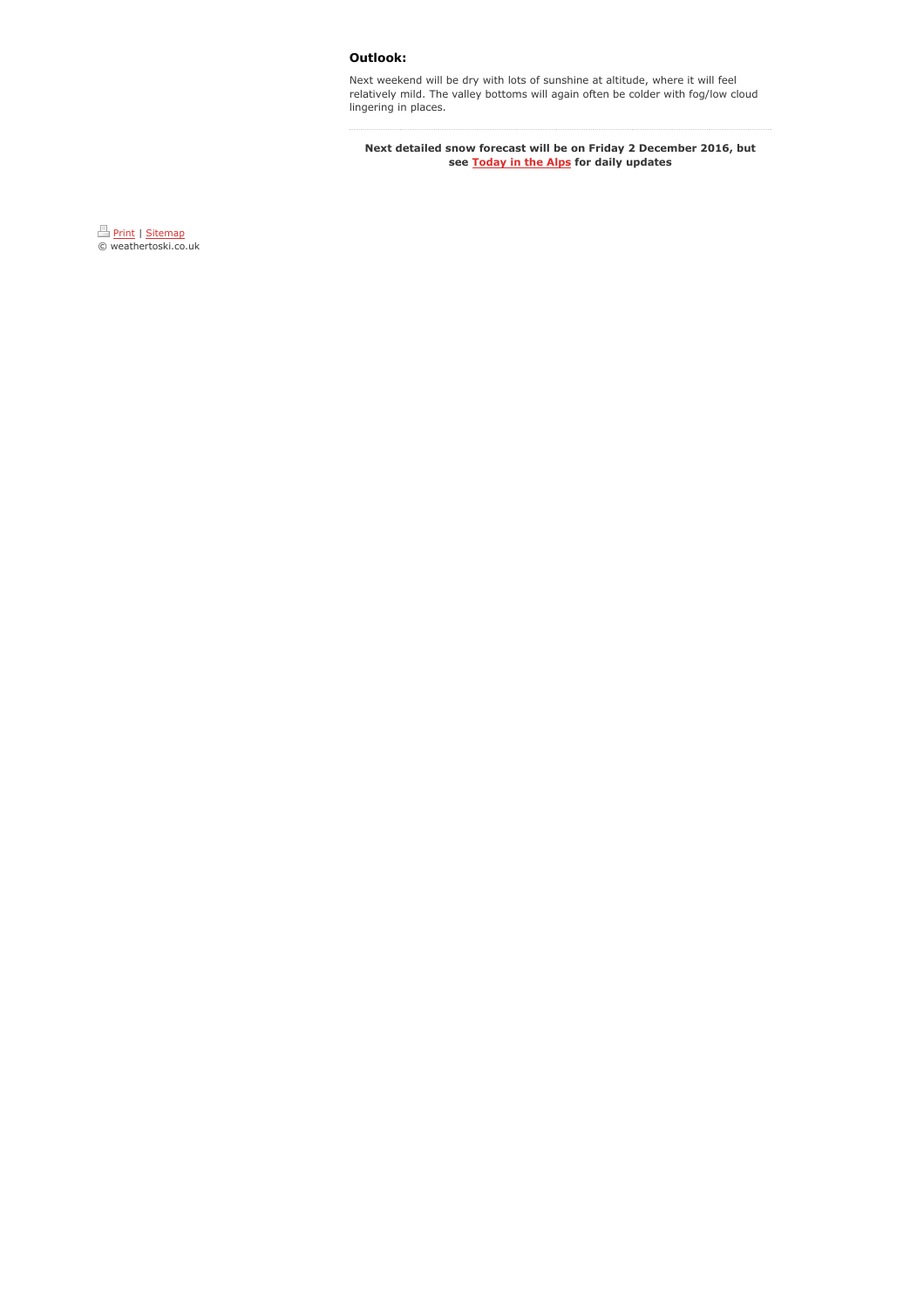### Outlook:

Next weekend will be dry with lots of sunshine at altitude, where it will feel relatively mild. The valley bottoms will again often be colder with fog/low cloud lingering in places.

---

**Next detailed snow forecast will be on Friday 2 December 2016, but see Today in the Alps for daily updates**

Print | Sitemap
© weathertoski.co.uk